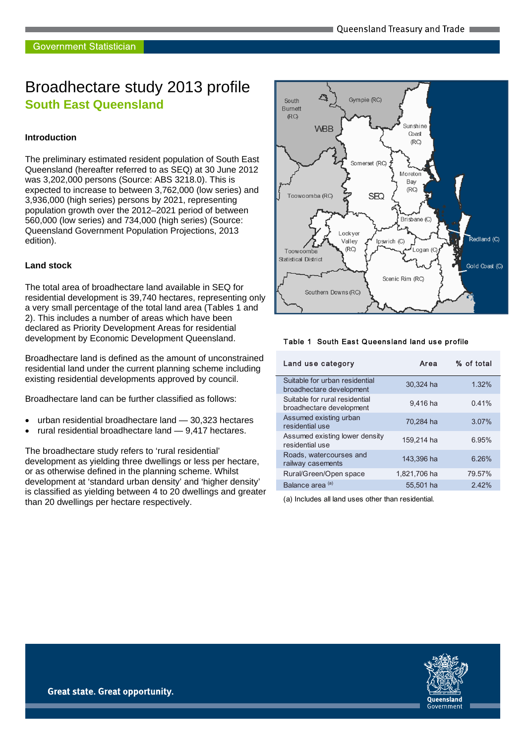Government Statistician

# Broadhectare study 2013 profile

## South East Queensland

### Introduction

The preliminary estimated resident population of South East Queensland (hereafter referred to as SEQ) at 30 June 2012 was 3,202,000 persons (Source: ABS 3218.0). This is expected to increase to between 3,762,000 (low series) and 3,936,000 (high series) persons by 2021, representing population growth over the 2012–2021 period of between 560,000 (low series) and 734,000 (high series) (Source: Queensland Government Population Projections, 2013 edition).

### Land stock

The total area of broadhectare land available in SEQ for residential development is 39,740 hectares, representing only a very small percentage of the total land area (Tables 1 and 2). This includes a number of areas which have been declared as Priority Development Areas for residential development by Economic Development Queensland.

Broadhectare land is defined as the amount of unconstrained residential land under the current planning scheme including existing residential developments approved by council.

Broadhectare land can be further classified as follows:

- urban residential broadhectare land — 30,323 hectares
- rural residential broadhectare land — 9,417 hectares.

The broadhectare study refers to 'rural residential' development as yielding three dwellings or less per hectare, or as otherwise defined in the planning scheme. Whilst development at 'standard urban density' and 'higher density' is classified as yielding between 4 to 20 dwellings and greater than 20 dwellings per hectare respectively.

**Table 1 South East Queensland land use profile**

| Land use category | Area | % of total |
|---|---|---|
| Suitable for urban residential broadhectare development | 30,324 ha | 1.32% |
| Suitable for rural residential broadhectare development | 9,416 ha | 0.41% |
| Assumed existing urban residential use | 70,284 ha | 3.07% |
| Assumed existing lower density residential use | 159,214 ha | 6.95% |
| Roads, watercourses and railway easements | 143,396 ha | 6.26% |
| Rural/Green/Open space | 1,821,706 ha | 79.57% |
| Balance area [(a)] | 55,501 ha | 2.42% |

(a) Includes all land uses other than residential.

Great state. Great opportunity.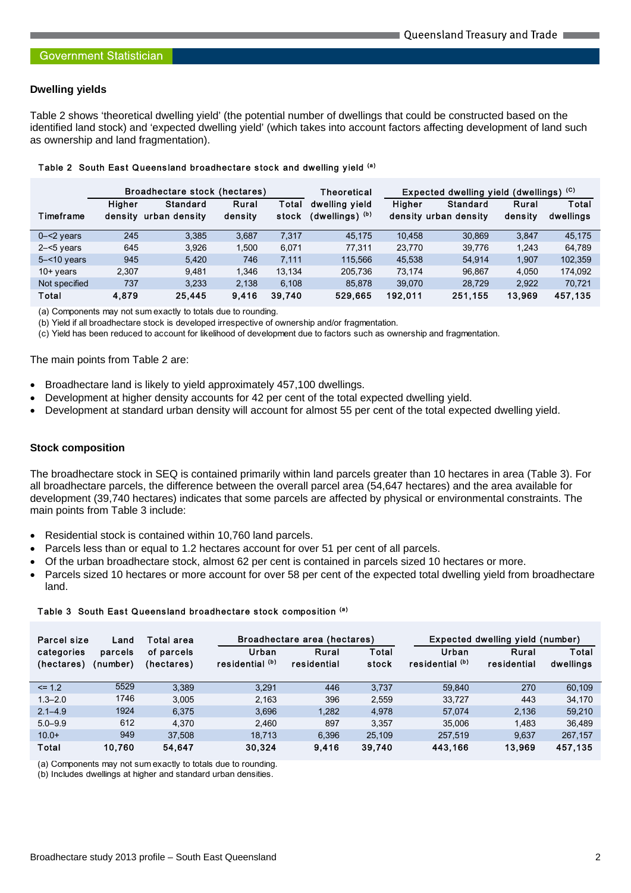## Dwelling yields

Table 2 shows 'theoretical dwelling yield' (the potential number of dwellings that could be constructed based on the identified land stock) and 'expected dwelling yield' (which takes into account factors affecting development of land such as ownership and land fragmentation).

Table 2 South East Queensland broadhectare stock and dwelling yield [(a)]

| Timeframe | Broadhectare stock (hectares) | | | | Theoretical dwelling yield (dwellings) [(b)] | Expected dwelling yield (dwellings) [(c)] | | | |
|---|---|---|---|---|---|---|---|---|---|
| | Higher density | Standard urban density | Rural density | Total stock | | Higher density | Standard urban density | Rural density | Total dwellings |
| 0–<2 years | 245 | 3,385 | 3,687 | 7,317 | 45,175 | 10,458 | 30,869 | 3,847 | 45,175 |
| 2–<5 years | 645 | 3,926 | 1,500 | 6,071 | 77,311 | 23,770 | 39,776 | 1,243 | 64,789 |
| 5–<10 years | 945 | 5,420 | 746 | 7,111 | 115,566 | 45,538 | 54,914 | 1,907 | 102,359 |
| 10+ years | 2,307 | 9,481 | 1,346 | 13,134 | 205,736 | 73,174 | 96,867 | 4,050 | 174,092 |
| Not specified | 737 | 3,233 | 2,138 | 6,108 | 85,878 | 39,070 | 28,729 | 2,922 | 70,721 |
| **Total** | **4,879** | **25,445** | **9,416** | **39,740** | **529,665** | **192,011** | **251,155** | **13,969** | **457,135** |

(a) Components may not sum exactly to totals due to rounding.
(b) Yield if all broadhectare stock is developed irrespective of ownership and/or fragmentation.
(c) Yield has been reduced to account for likelihood of development due to factors such as ownership and fragmentation.

The main points from Table 2 are:

- Broadhectare land is likely to yield approximately 457,100 dwellings.
- Development at higher density accounts for 42 per cent of the total expected dwelling yield.
- Development at standard urban density will account for almost 55 per cent of the total expected dwelling yield.

## Stock composition

The broadhectare stock in SEQ is contained primarily within land parcels greater than 10 hectares in area (Table 3). For all broadhectare parcels, the difference between the overall parcel area (54,647 hectares) and the area available for development (39,740 hectares) indicates that some parcels are affected by physical or environmental constraints. The main points from Table 3 include:

- Residential stock is contained within 10,760 land parcels.
- Parcels less than or equal to 1.2 hectares account for over 51 per cent of all parcels.
- Of the urban broadhectare stock, almost 62 per cent is contained in parcels sized 10 hectares or more.
- Parcels sized 10 hectares or more account for over 58 per cent of the expected total dwelling yield from broadhectare land.

Table 3 South East Queensland broadhectare stock composition [(a)]

| Parcel size categories (hectares) | Land parcels (number) | Total area of parcels (hectares) | Broadhectare area (hectares) | | | Expected dwelling yield (number) | | |
|---|---|---|---|---|---|---|---|---|
| | | | Urban residential [(b)] | Rural residential | Total stock | Urban residential [(b)] | Rural residential | Total dwellings |
| <= 1.2 | 5529 | 3,389 | 3,291 | 446 | 3,737 | 59,840 | 270 | 60,109 |
| 1.3–2.0 | 1746 | 3,005 | 2,163 | 396 | 2,559 | 33,727 | 443 | 34,170 |
| 2.1–4.9 | 1924 | 6,375 | 3,696 | 1,282 | 4,978 | 57,074 | 2,136 | 59,210 |
| 5.0–9.9 | 612 | 4,370 | 2,460 | 897 | 3,357 | 35,006 | 1,483 | 36,489 |
| 10.0+ | 949 | 37,508 | 18,713 | 6,396 | 25,109 | 257,519 | 9,637 | 267,157 |
| **Total** | **10,760** | **54,647** | **30,324** | **9,416** | **39,740** | **443,166** | **13,969** | **457,135** |

(a) Components may not sum exactly to totals due to rounding.
(b) Includes dwellings at higher and standard urban densities.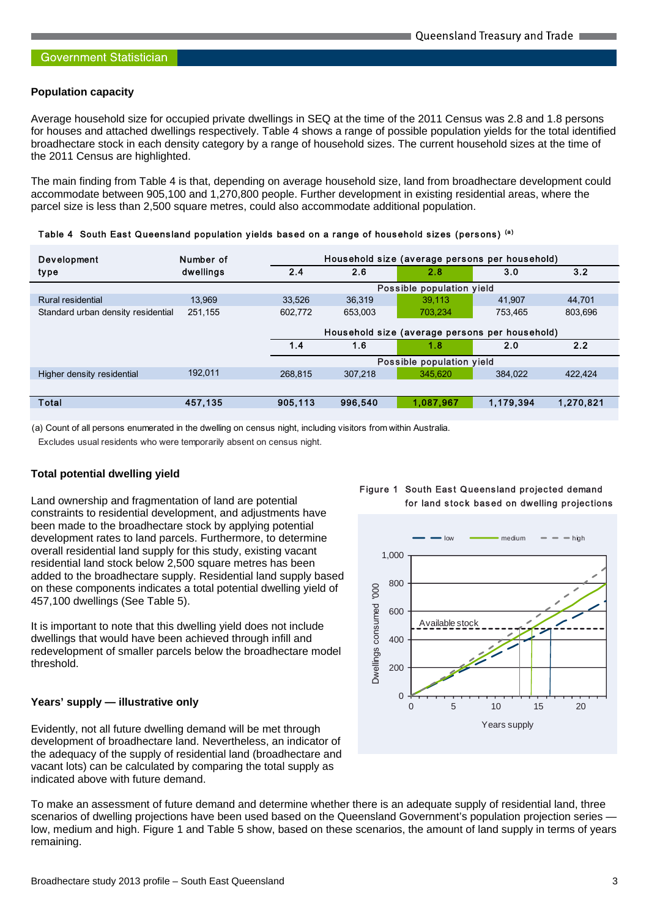## Population capacity

Average household size for occupied private dwellings in SEQ at the time of the 2011 Census was 2.8 and 1.8 persons for houses and attached dwellings respectively. Table 4 shows a range of possible population yields for the total identified broadhectare stock in each density category by a range of household sizes. The current household sizes at the time of the 2011 Census are highlighted.

The main finding from Table 4 is that, depending on average household size, land from broadhectare development could accommodate between 905,100 and 1,270,800 people. Further development in existing residential areas, where the parcel size is less than 2,500 square metres, could also accommodate additional population.

Table 4 South East Queensland population yields based on a range of household sizes (persons) [(a)]

| Development type | Number of dwellings | Household size (average persons per household) | | | | |
|---|---|---|---|---|---|---|
| | | 2.4 | 2.6 | 2.8 | 3.0 | 3.2 |
| | | Possible population yield | | | | |
| Rural residential | 13,969 | 33,526 | 36,319 | 39,113 | 41,907 | 44,701 |
| Standard urban density residential | 251,155 | 602,772 | 653,003 | 703,234 | 753,465 | 803,696 |
| | | Household size (average persons per household) | | | | |
| | | 1.4 | 1.6 | 1.8 | 2.0 | 2.2 |
| | | Possible population yield | | | | |
| Higher density residential | 192,011 | 268,815 | 307,218 | 345,620 | 384,022 | 422,424 |
| **Total** | **457,135** | **905,113** | **996,540** | **1,087,967** | **1,179,394** | **1,270,821** |

(a) Count of all persons enumerated in the dwelling on census night, including visitors from within Australia.
Excludes usual residents who were temporarily absent on census night.

## Total potential dwelling yield

Land ownership and fragmentation of land are potential constraints to residential development, and adjustments have been made to the broadhectare stock by applying potential development rates to land parcels. Furthermore, to determine overall residential land supply for this study, existing vacant residential land stock below 2,500 square metres has been added to the broadhectare supply. Residential land supply based on these components indicates a total potential dwelling yield of 457,100 dwellings (See Table 5).

It is important to note that this dwelling yield does not include dwellings that would have been achieved through infill and redevelopment of smaller parcels below the broadhectare model threshold.

## Years' supply — illustrative only

Evidently, not all future dwelling demand will be met through development of broadhectare land. Nevertheless, an indicator of the adequacy of the supply of residential land (broadhectare and vacant lots) can be calculated by comparing the total supply as indicated above with future demand.

Figure 1 South East Queensland projected demand for land stock based on dwelling projections

To make an assessment of future demand and determine whether there is an adequate supply of residential land, three scenarios of dwelling projections have been used based on the Queensland Government's population projection series — low, medium and high. Figure 1 and Table 5 show, based on these scenarios, the amount of land supply in terms of years remaining.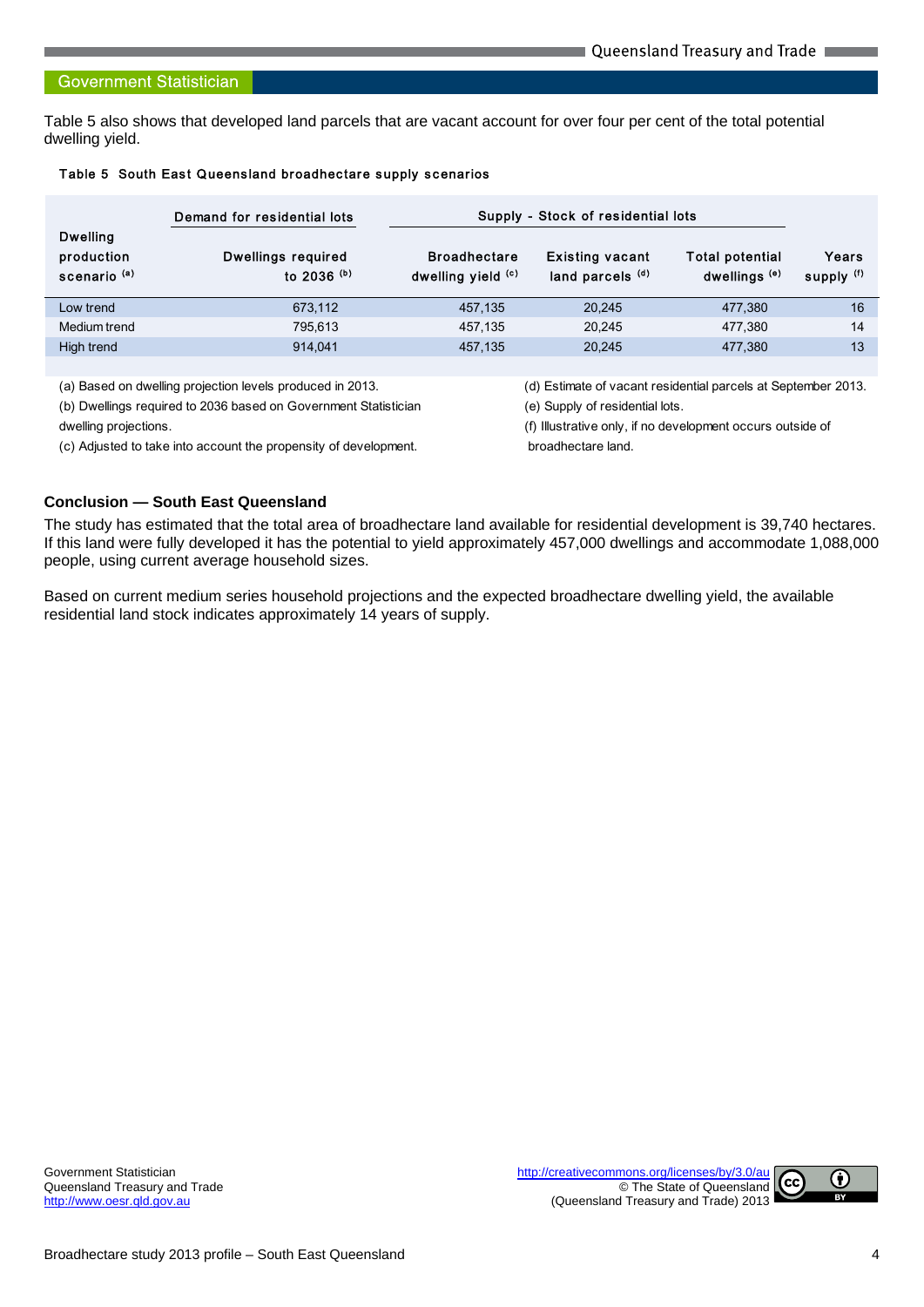Table 5 also shows that developed land parcels that are vacant account for over four per cent of the total potential dwelling yield.

**Table 5 South East Queensland broadhectare supply scenarios**

| Dwelling production scenario [a] | Demand for residential lots | Supply - Stock of residential lots | | | |
|---|---|---|---|---|---|
| | Dwellings required to 2036 [b] | Broadhectare dwelling yield [c] | Existing vacant land parcels [d] | Total potential dwellings [e] | Years supply [f] |
| Low trend | 673,112 | 457,135 | 20,245 | 477,380 | 16 |
| Medium trend | 795,613 | 457,135 | 20,245 | 477,380 | 14 |
| High trend | 914,041 | 457,135 | 20,245 | 477,380 | 13 |

(a) Based on dwelling projection levels produced in 2013.
(b) Dwellings required to 2036 based on Government Statistician dwelling projections.
(c) Adjusted to take into account the propensity of development.
(d) Estimate of vacant residential parcels at September 2013.
(e) Supply of residential lots.
(f) Illustrative only, if no development occurs outside of broadhectare land.

### Conclusion — South East Queensland

The study has estimated that the total area of broadhectare land available for residential development is 39,740 hectares. If this land were fully developed it has the potential to yield approximately 457,000 dwellings and accommodate 1,088,000 people, using current average household sizes.

Based on current medium series household projections and the expected broadhectare dwelling yield, the available residential land stock indicates approximately 14 years of supply.

Government Statistician
Queensland Treasury and Trade
http://www.oesr.qld.gov.au

http://creativecommons.org/licenses/by/3.0/au
© The State of Queensland
(Queensland Treasury and Trade) 2013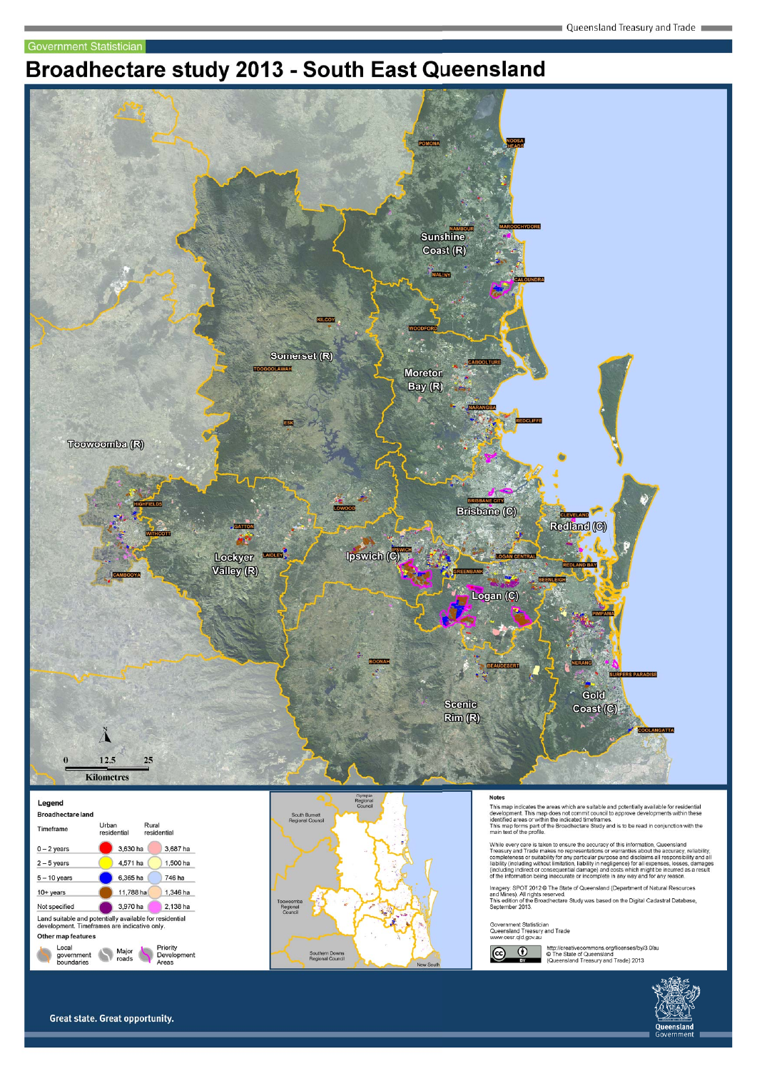Government Statistician

# Broadhectare study 2013 - South East Queensland

Sunshine Coast (R)
Moreton Bay (R)
Somerset (R)
Toowoomba (R)
Lockyer Valley (R)
Ipswich (C)
Brisbane (C)
Redland (C)
Logan (C)
Scenic Rim (R)
Gold Coast (C)

POMONA
NOOSA HEADS
NAMBOUR
MAROOCHYDORE
MALENY
CALOUNDRA
KILCOY
WOODFORD
TOOGOOLAWAH
CABOOLTURE
NARANGBA
REDCLIFFE
ESK
BRISBANE CITY
LOWOOD
HIGHFIELDS
GATTON
WITHCOTT
LAIDLEY
IPSWICH
CLEVELAND
LOGAN CENTRAL
REDLAND BAY
GREENBANK
SEEONLEIGH
CAMBOOYA
PIMPAMA
BOONAH
BEAUDESERT
NERANG
SURFERS PARADISE
COOLANGATTA

0 12.5 25
Kilometres

## Legend

Broadhectare land

| Timeframe | Urban residential | Rural residential |
|---|---|---|
| 0 – 2 years | 3,630 ha | 3,687 ha |
| 2 – 5 years | 4,571 ha | 1,500 ha |
| 5 – 10 years | 6,365 ha | 746 ha |
| 10+ years | 11,788 ha | 1,346 ha |
| Not specified | 3,970 ha | 2,138 ha |

Land suitable and potentially available for residential development. Timeframes are indicative only.

Other map features

Local government boundaries
Major roads
Priority Development Areas

Gympie Regional Council
South Burnett Regional Council
Toowoomba Regional Council
Southern Downs Regional Council
New South

## Notes

This map indicates the areas which are suitable and potentially available for residential development. This map does not commit council to approve developments within these identified areas or within the indicated timeframes.
This map forms part of the Broadhectare Study and is to be read in conjunction with the main text of the profile.

While every care is taken to ensure the accuracy of this information, Queensland Treasury and Trade makes no representations or warranties about the accuracy, reliability, completeness or suitability for any particular purpose and disclaims all responsibility and all liability (including without limitation, liability in negligence) for all expenses, losses, damages (including indirect or consequential damage) and costs which might be incurred as a result of the information being inaccurate or incomplete in any way and for any reason.

Imagery: SPOT 2012 © The State of Queensland (Department of Natural Resources and Mines). All rights reserved.
This edition of the Broadhectare Study was based on the Digital Cadastral Database, September 2013.

Government Statistician
Queensland Treasury and Trade
www.oesr.qld.gov.au

http://creativecommons.org/licenses/by/3.0/au
© The State of Queensland
(Queensland Treasury and Trade) 2013

Great state. Great opportunity.

Queensland Government